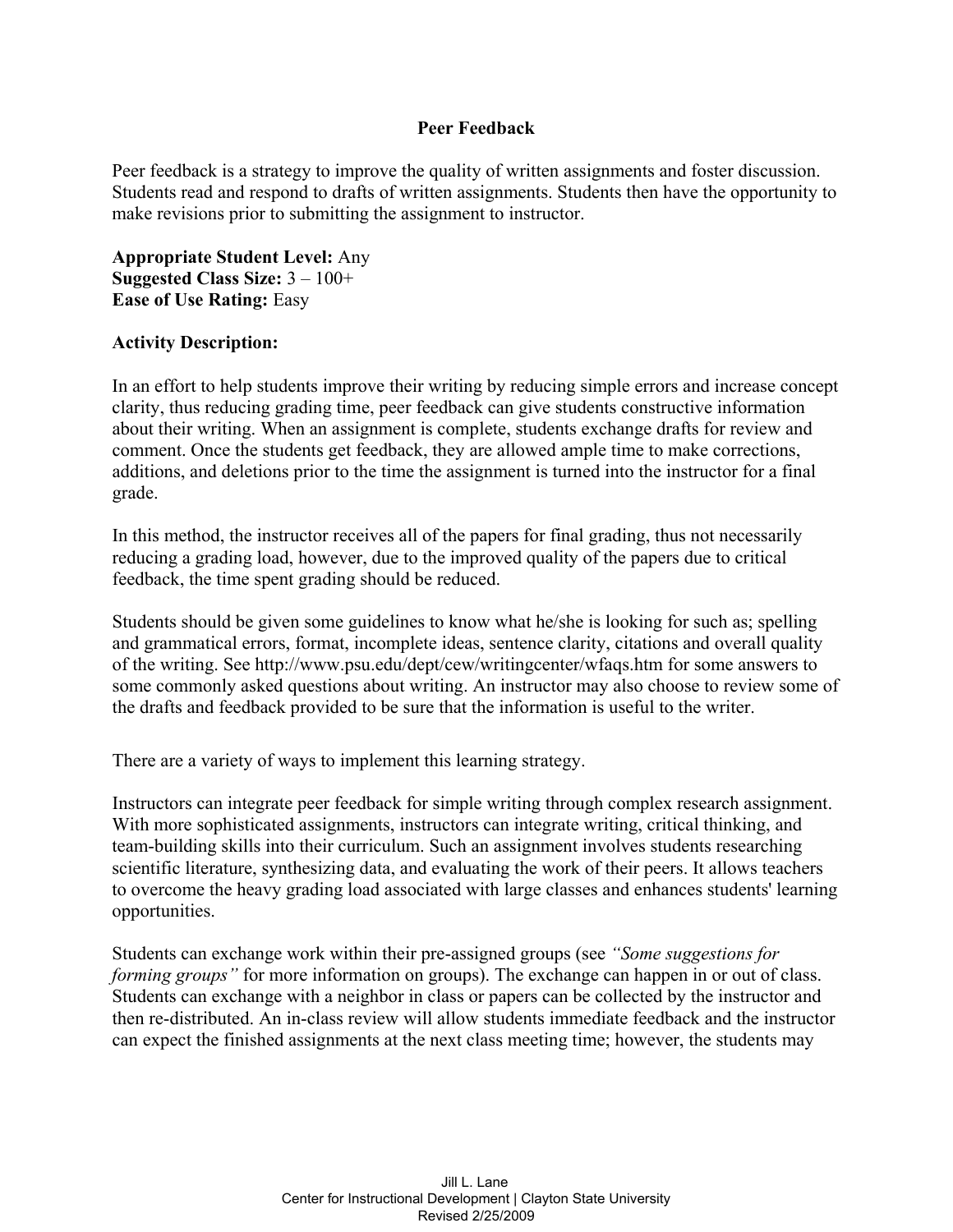# Peer Feedback

Peer feedback is a strategy to improve the quality of written assignments and foster discussion. Students read and respond to drafts of written assignments. Students then have the opportunity to make revisions prior to submitting the assignment to instructor.

**Appropriate Student Level:** Any
**Suggested Class Size:** 3 – 100+
**Ease of Use Rating:** Easy

**Activity Description:**

In an effort to help students improve their writing by reducing simple errors and increase concept clarity, thus reducing grading time, peer feedback can give students constructive information about their writing. When an assignment is complete, students exchange drafts for review and comment. Once the students get feedback, they are allowed ample time to make corrections, additions, and deletions prior to the time the assignment is turned into the instructor for a final grade.

In this method, the instructor receives all of the papers for final grading, thus not necessarily reducing a grading load, however, due to the improved quality of the papers due to critical feedback, the time spent grading should be reduced.

Students should be given some guidelines to know what he/she is looking for such as; spelling and grammatical errors, format, incomplete ideas, sentence clarity, citations and overall quality of the writing. See http://www.psu.edu/dept/cew/writingcenter/wfaqs.htm for some answers to some commonly asked questions about writing. An instructor may also choose to review some of the drafts and feedback provided to be sure that the information is useful to the writer.

There are a variety of ways to implement this learning strategy.

Instructors can integrate peer feedback for simple writing through complex research assignment. With more sophisticated assignments, instructors can integrate writing, critical thinking, and team-building skills into their curriculum. Such an assignment involves students researching scientific literature, synthesizing data, and evaluating the work of their peers. It allows teachers to overcome the heavy grading load associated with large classes and enhances students' learning opportunities.

Students can exchange work within their pre-assigned groups (see *"Some suggestions for forming groups"* for more information on groups). The exchange can happen in or out of class. Students can exchange with a neighbor in class or papers can be collected by the instructor and then re-distributed. An in-class review will allow students immediate feedback and the instructor can expect the finished assignments at the next class meeting time; however, the students may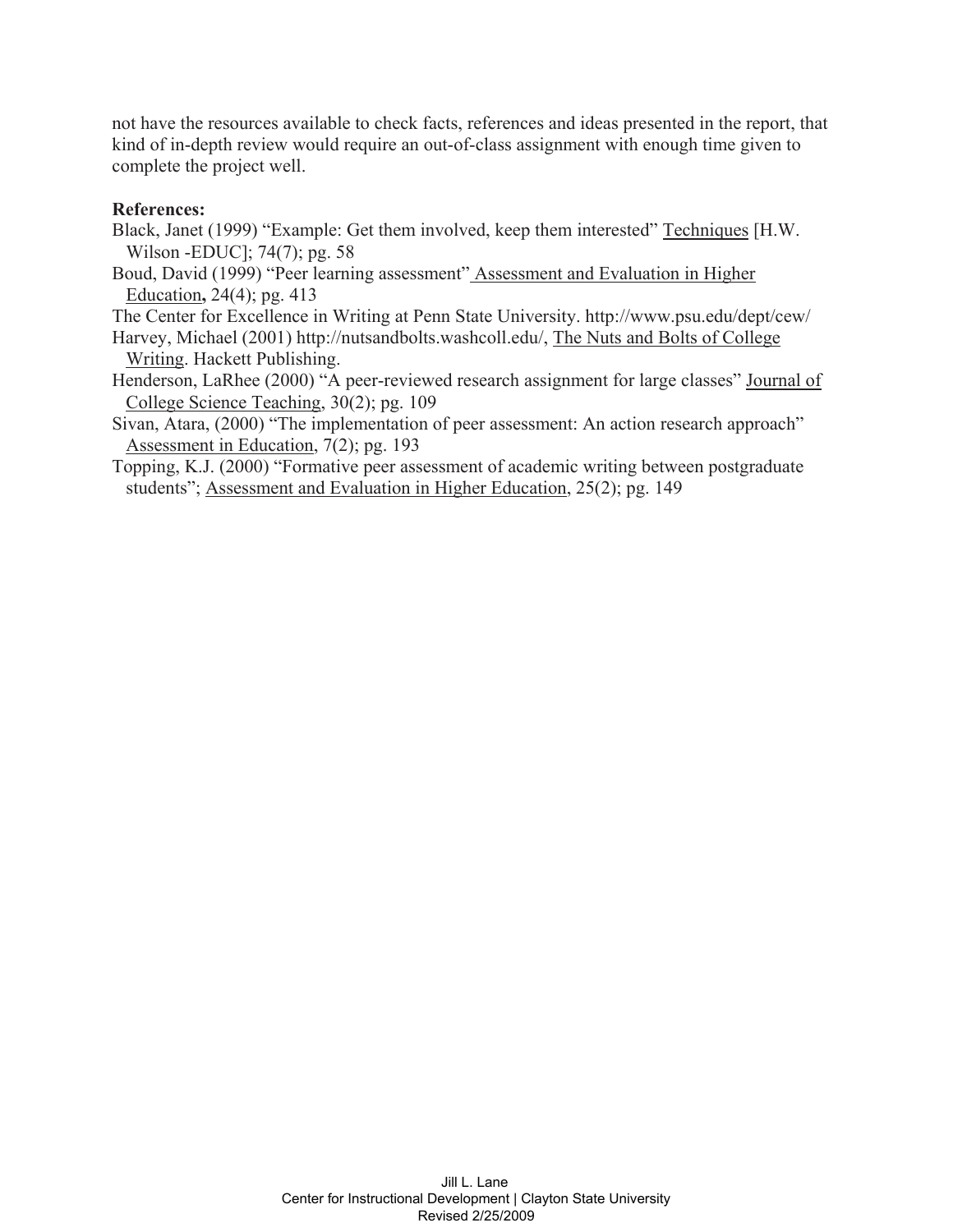not have the resources available to check facts, references and ideas presented in the report, that kind of in-depth review would require an out-of-class assignment with enough time given to complete the project well.

**References:**

Black, Janet (1999) "Example: Get them involved, keep them interested" Techniques [H.W. Wilson -EDUC]; 74(7); pg. 58

Boud, David (1999) "Peer learning assessment" Assessment and Evaluation in Higher Education**,** 24(4); pg. 413

The Center for Excellence in Writing at Penn State University. http://www.psu.edu/dept/cew/

Harvey, Michael (2001) http://nutsandbolts.washcoll.edu/, The Nuts and Bolts of College Writing. Hackett Publishing.

Henderson, LaRhee (2000) "A peer-reviewed research assignment for large classes" Journal of College Science Teaching, 30(2); pg. 109

Sivan, Atara, (2000) "The implementation of peer assessment: An action research approach" Assessment in Education, 7(2); pg. 193

Topping, K.J. (2000) "Formative peer assessment of academic writing between postgraduate students"; Assessment and Evaluation in Higher Education, 25(2); pg. 149

Jill L. Lane
Center for Instructional Development | Clayton State University
Revised 2/25/2009